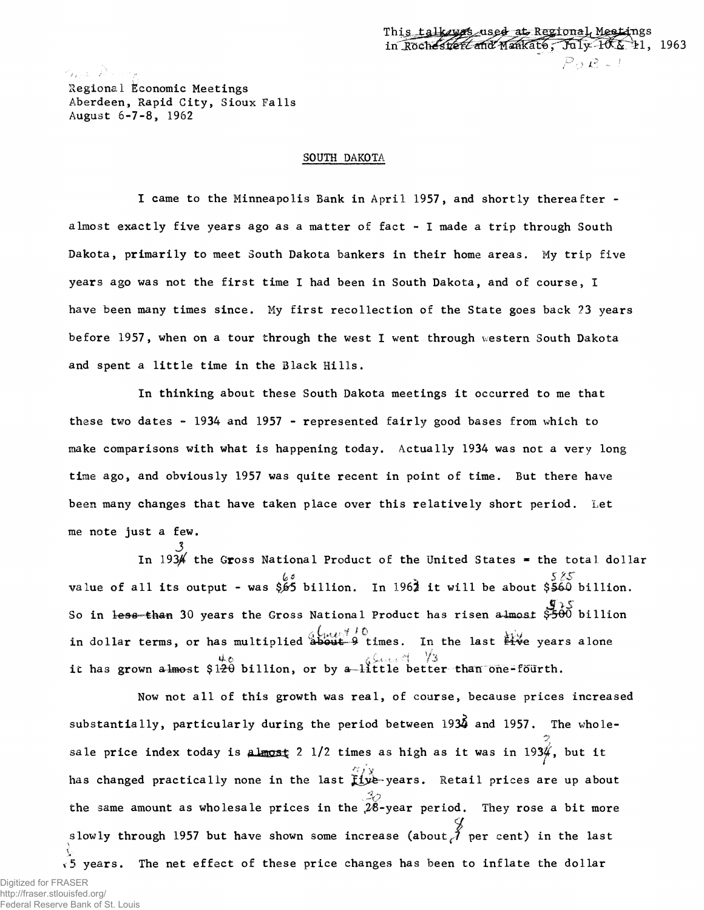This talk was used at Regional Meetings in Rochester and Mankato, July 10 & 11, 1963

Regional Economic Meetings
Aberdeen, Rapid City, Sioux Falls
August 6-7-8, 1962

SOUTH DAKOTA

I came to the Minneapolis Bank in April 1957, and shortly thereafter - almost exactly five years ago as a matter of fact - I made a trip through South Dakota, primarily to meet South Dakota bankers in their home areas. My trip five years ago was not the first time I had been in South Dakota, and of course, I have been many times since. My first recollection of the State goes back 23 years before 1957, when on a tour through the west I went through western South Dakota and spent a little time in the Black Hills.

In thinking about these South Dakota meetings it occurred to me that these two dates - 1934 and 1957 - represented fairly good bases from which to make comparisons with what is happening today. Actually 1934 was not a very long time ago, and obviously 1957 was quite recent in point of time. But there have been many changes that have taken place over this relatively short period. Let me note just a few.

In 1933 the Gross National Product of the United States - the total dollar value of all its output - was $60 billion. In 1963 it will be about $575 billion. So in 30 years the Gross National Product has risen $515 billion in dollar terms, or has multiplied almost 10 times. In the last six years alone it has grown $140 billion, or by almost 1/3.

Now not all of this growth was real, of course, because prices increased substantially, particularly during the period between 1933 and 1957. The wholesale price index today is 2 1/2 times as high as it was in 1933, but it has changed practically none in the last six years. Retail prices are up about the same amount as wholesale prices in the 30-year period. They rose a bit more slowly through 1957 but have shown some increase (about 8 per cent) in the last 5 years. The net effect of these price changes has been to inflate the dollar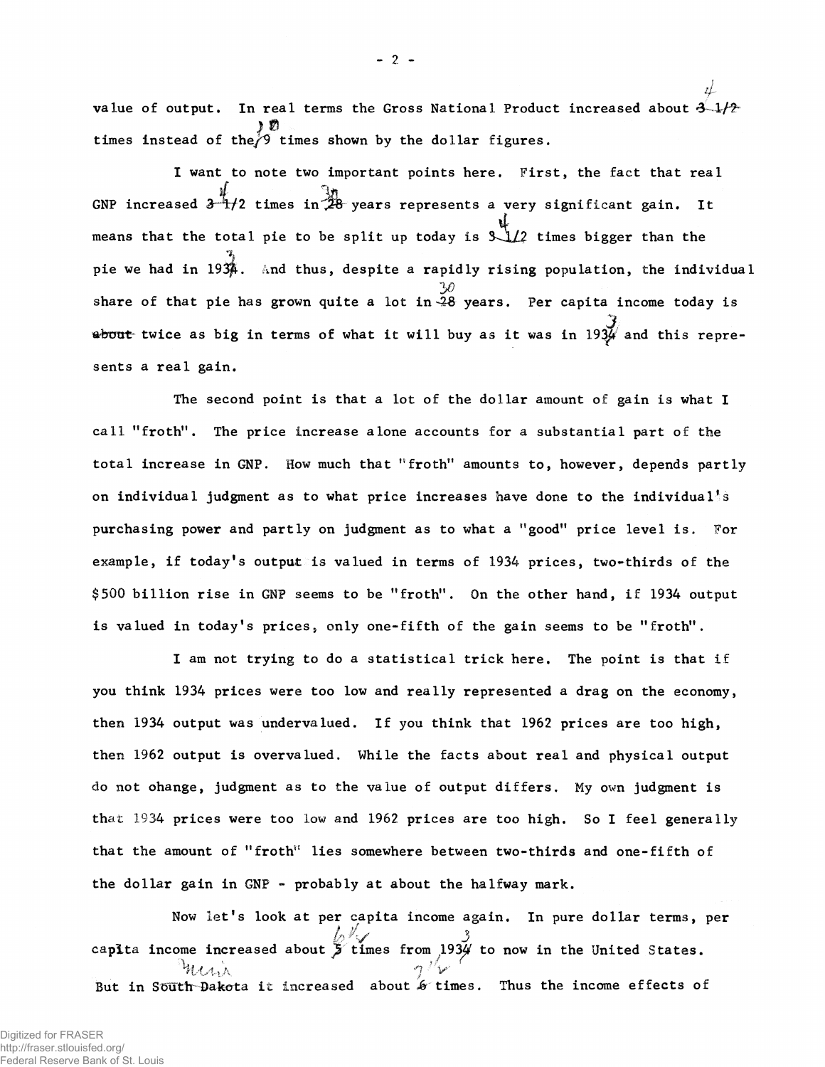value of output. In real terms the Gross National Product increased about ~~3-1/2~~ 4 times instead of the ~~9~~ 10 times shown by the dollar figures.

I want to note two important points here. First, the fact that real GNP increased ~~3-1/2~~ 4 times in ~~28~~ 30 years represents a very significant gain. It means that the total pie to be split up today is ~~3-1/2~~ 4 times bigger than the pie we had in ~~1934~~ 1933. And thus, despite a rapidly rising population, the individual share of that pie has grown quite a lot in ~~28~~ 30 years. Per capita income today is ~~about~~ twice as big in terms of what it will buy as it was in ~~1934~~ 1933 and this represents a real gain.

The second point is that a lot of the dollar amount of gain is what I call "froth". The price increase alone accounts for a substantial part of the total increase in GNP. How much that "froth" amounts to, however, depends partly on individual judgment as to what price increases have done to the individual's purchasing power and partly on judgment as to what a "good" price level is. For example, if today's output is valued in terms of 1934 prices, two-thirds of the $500 billion rise in GNP seems to be "froth". On the other hand, if 1934 output is valued in today's prices, only one-fifth of the gain seems to be "froth".

I am not trying to do a statistical trick here. The point is that if you think 1934 prices were too low and really represented a drag on the economy, then 1934 output was undervalued. If you think that 1962 prices are too high, then 1962 output is overvalued. While the facts about real and physical output do not change, judgment as to the value of output differs. My own judgment is that 1934 prices were too low and 1962 prices are too high. So I feel generally that the amount of "froth" lies somewhere between two-thirds and one-fifth of the dollar gain in GNP - probably at about the halfway mark.

Now let's look at per capita income again. In pure dollar terms, per capita income increased about ~~5~~ 6 1/2 times from ~~1934~~ 1933 to now in the United States. But in ~~South Dakota~~ Minn. it increased about ~~6~~ 7 1/2 times. Thus the income effects of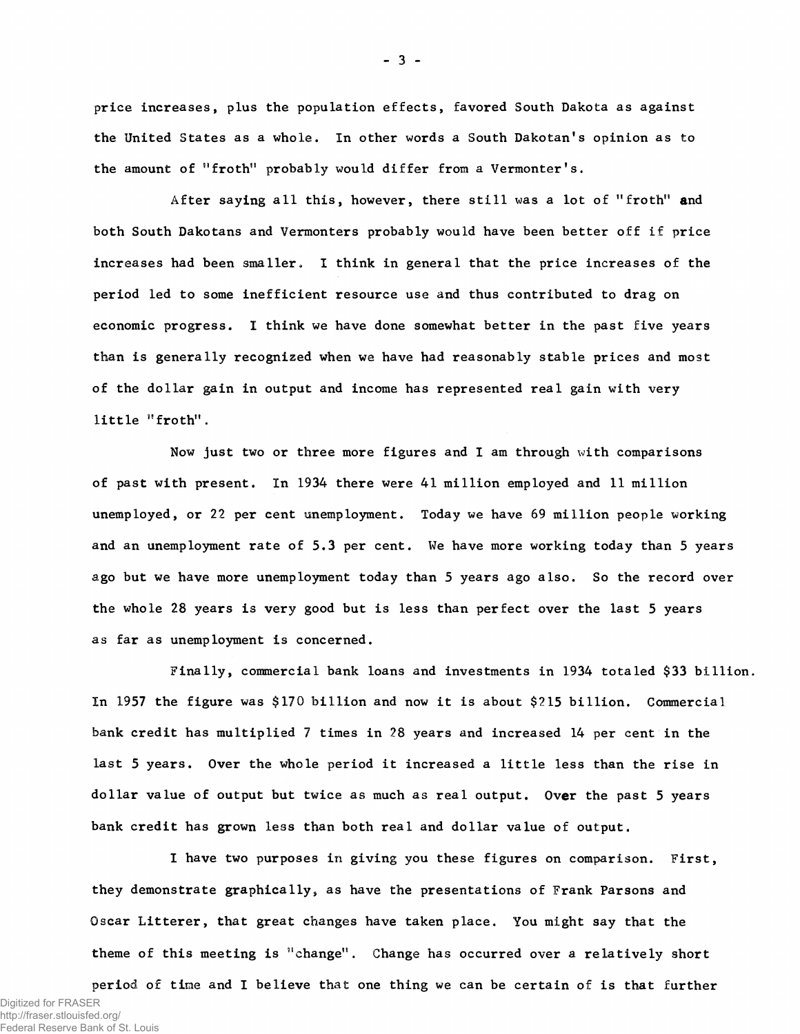price increases, plus the population effects, favored South Dakota as against the United States as a whole. In other words a South Dakotan's opinion as to the amount of "froth" probably would differ from a Vermonter's.

After saying all this, however, there still was a lot of "froth" and both South Dakotans and Vermonters probably would have been better off if price increases had been smaller. I think in general that the price increases of the period led to some inefficient resource use and thus contributed to drag on economic progress. I think we have done somewhat better in the past five years than is generally recognized when we have had reasonably stable prices and most of the dollar gain in output and income has represented real gain with very little "froth".

Now just two or three more figures and I am through with comparisons of past with present. In 1934 there were 41 million employed and 11 million unemployed, or 22 per cent unemployment. Today we have 69 million people working and an unemployment rate of 5.3 per cent. We have more working today than 5 years ago but we have more unemployment today than 5 years ago also. So the record over the whole 28 years is very good but is less than perfect over the last 5 years as far as unemployment is concerned.

Finally, commercial bank loans and investments in 1934 totaled $33 billion. In 1957 the figure was $170 billion and now it is about $215 billion. Commercial bank credit has multiplied 7 times in 28 years and increased 14 per cent in the last 5 years. Over the whole period it increased a little less than the rise in dollar value of output but twice as much as real output. Over the past 5 years bank credit has grown less than both real and dollar value of output.

I have two purposes in giving you these figures on comparison. First, they demonstrate graphically, as have the presentations of Frank Parsons and Oscar Litterer, that great changes have taken place. You might say that the theme of this meeting is "change". Change has occurred over a relatively short period of time and I believe that one thing we can be certain of is that further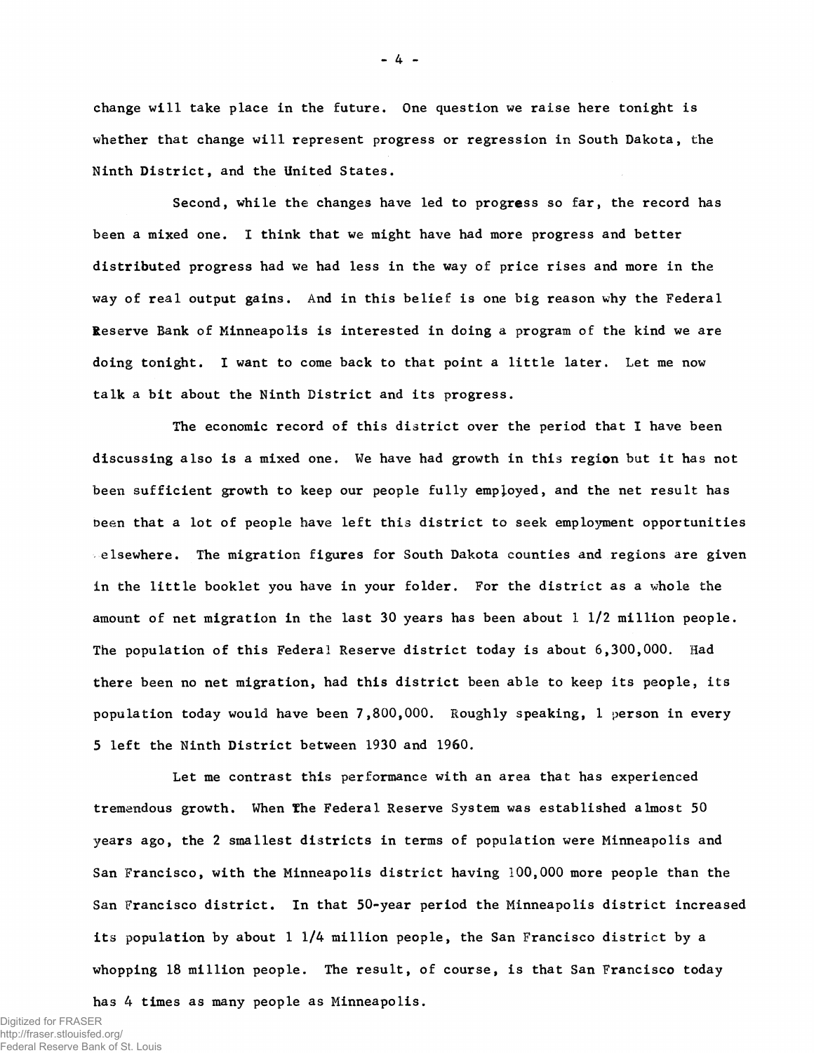change will take place in the future. One question we raise here tonight is whether that change will represent progress or regression in South Dakota, the Ninth District, and the United States.

Second, while the changes have led to progress so far, the record has been a mixed one. I think that we might have had more progress and better distributed progress had we had less in the way of price rises and more in the way of real output gains. And in this belief is one big reason why the Federal Reserve Bank of Minneapolis is interested in doing a program of the kind we are doing tonight. I want to come back to that point a little later. Let me now talk a bit about the Ninth District and its progress.

The economic record of this district over the period that I have been discussing also is a mixed one. We have had growth in this region but it has not been sufficient growth to keep our people fully employed, and the net result has been that a lot of people have left this district to seek employment opportunities elsewhere. The migration figures for South Dakota counties and regions are given in the little booklet you have in your folder. For the district as a whole the amount of net migration in the last 30 years has been about 1 1/2 million people. The population of this Federal Reserve district today is about 6,300,000. Had there been no net migration, had this district been able to keep its people, its population today would have been 7,800,000. Roughly speaking, 1 person in every 5 left the Ninth District between 1930 and 1960.

Let me contrast this performance with an area that has experienced tremendous growth. When The Federal Reserve System was established almost 50 years ago, the 2 smallest districts in terms of population were Minneapolis and San Francisco, with the Minneapolis district having 100,000 more people than the San Francisco district. In that 50-year period the Minneapolis district increased its population by about 1 1/4 million people, the San Francisco district by a whopping 18 million people. The result, of course, is that San Francisco today has 4 times as many people as Minneapolis.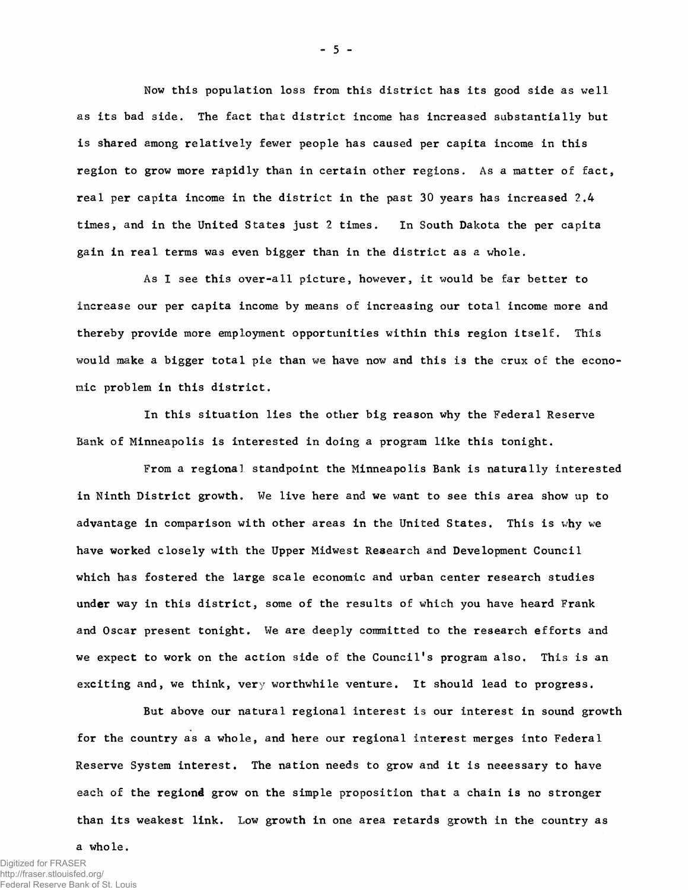Now this population loss from this district has its good side as well as its bad side. The fact that district income has increased substantially but is shared among relatively fewer people has caused per capita income in this region to grow more rapidly than in certain other regions. As a matter of fact, real per capita income in the district in the past 30 years has increased 2.4 times, and in the United States just 2 times. In South Dakota the per capita gain in real terms was even bigger than in the district as a whole.

As I see this over-all picture, however, it would be far better to increase our per capita income by means of increasing our total income more and thereby provide more employment opportunities within this region itself. This would make a bigger total pie than we have now and this is the crux of the economic problem in this district.

In this situation lies the other big reason why the Federal Reserve Bank of Minneapolis is interested in doing a program like this tonight.

From a regional standpoint the Minneapolis Bank is naturally interested in Ninth District growth. We live here and we want to see this area show up to advantage in comparison with other areas in the United States. This is why we have worked closely with the Upper Midwest Research and Development Council which has fostered the large scale economic and urban center research studies under way in this district, some of the results of which you have heard Frank and Oscar present tonight. We are deeply committed to the research efforts and we expect to work on the action side of the Council's program also. This is an exciting and, we think, very worthwhile venture. It should lead to progress.

But above our natural regional interest is our interest in sound growth for the country as a whole, and here our regional interest merges into Federal Reserve System interest. The nation needs to grow and it is neeessary to have each of the regions grow on the simple proposition that a chain is no stronger than its weakest link. Low growth in one area retards growth in the country as a whole.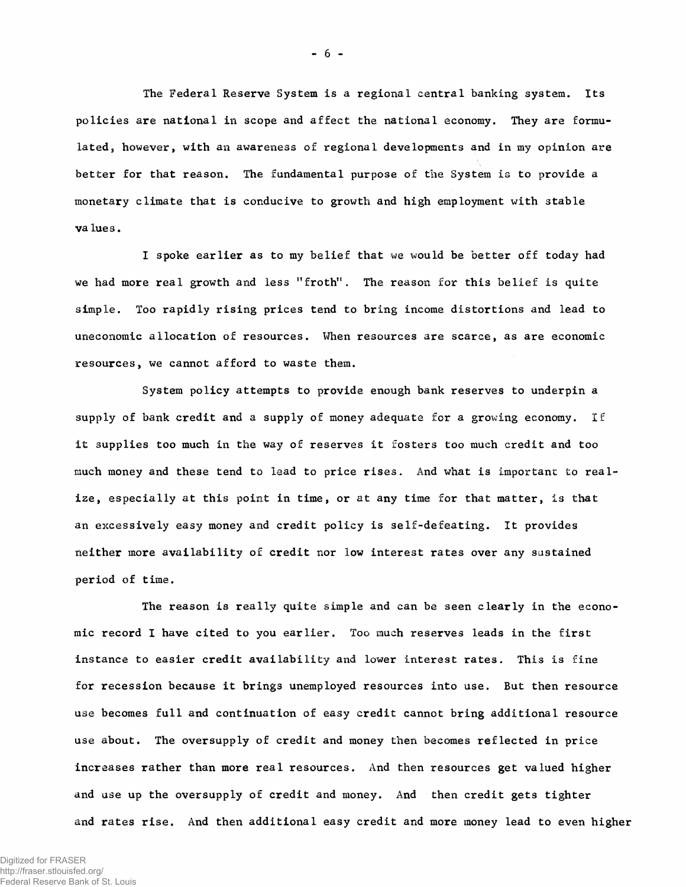The Federal Reserve System is a regional central banking system. Its policies are national in scope and affect the national economy. They are formulated, however, with an awareness of regional developments and in my opinion are better for that reason. The fundamental purpose of the System is to provide a monetary climate that is conducive to growth and high employment with stable values.

I spoke earlier as to my belief that we would be better off today had we had more real growth and less "froth". The reason for this belief is quite simple. Too rapidly rising prices tend to bring income distortions and lead to uneconomic allocation of resources. When resources are scarce, as are economic resources, we cannot afford to waste them.

System policy attempts to provide enough bank reserves to underpin a supply of bank credit and a supply of money adequate for a growing economy. If it supplies too much in the way of reserves it fosters too much credit and too much money and these tend to lead to price rises. And what is important to realize, especially at this point in time, or at any time for that matter, is that an excessively easy money and credit policy is self-defeating. It provides neither more availability of credit nor low interest rates over any sustained period of time.

The reason is really quite simple and can be seen clearly in the economic record I have cited to you earlier. Too much reserves leads in the first instance to easier credit availability and lower interest rates. This is fine for recession because it brings unemployed resources into use. But then resource use becomes full and continuation of easy credit cannot bring additional resource use about. The oversupply of credit and money then becomes reflected in price increases rather than more real resources. And then resources get valued higher and use up the oversupply of credit and money. And then credit gets tighter and rates rise. And then additional easy credit and more money lead to even higher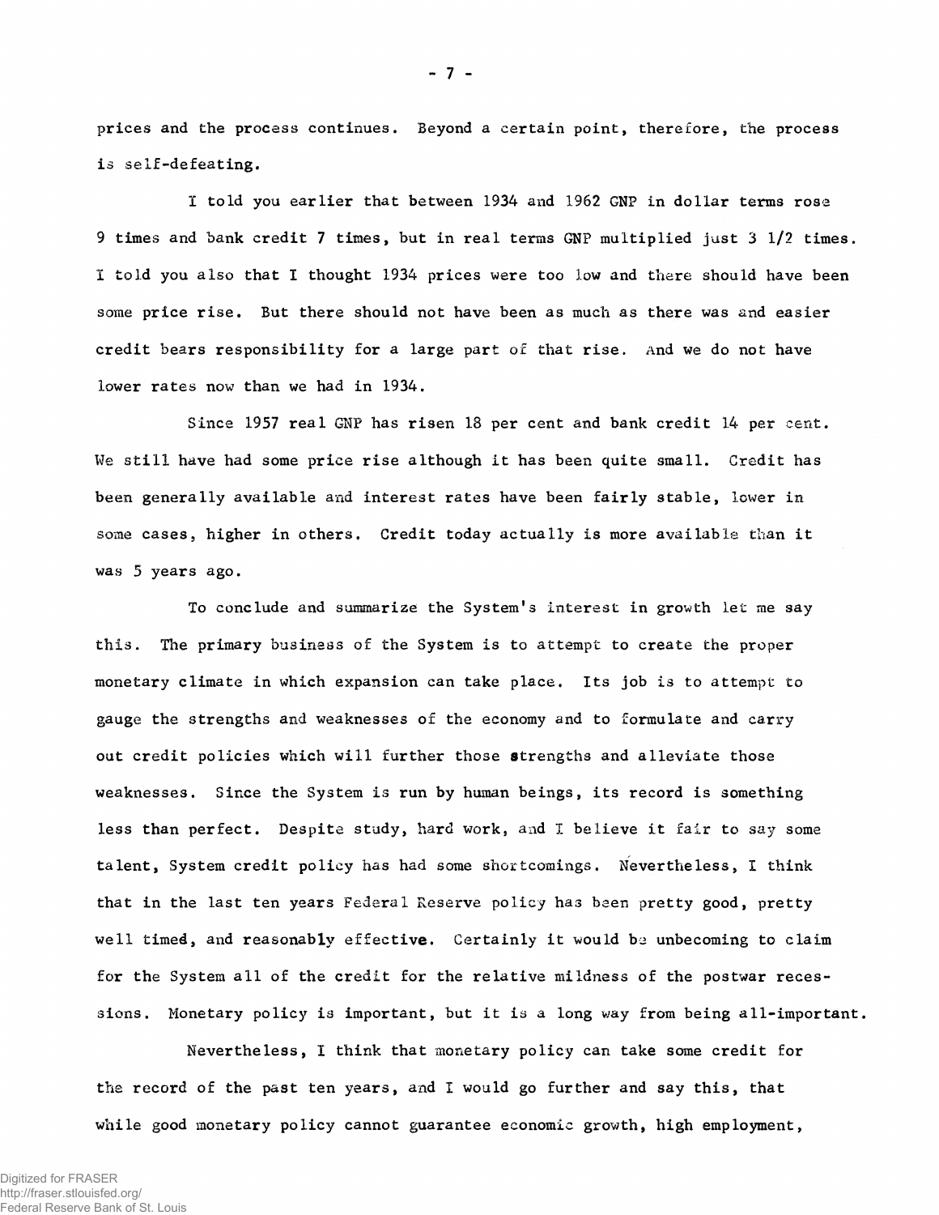prices and the process continues. Beyond a certain point, therefore, the process is self-defeating.

I told you earlier that between 1934 and 1962 GNP in dollar terms rose 9 times and bank credit 7 times, but in real terms GNP multiplied just 3 1/2 times. I told you also that I thought 1934 prices were too low and there should have been some price rise. But there should not have been as much as there was and easier credit bears responsibility for a large part of that rise. And we do not have lower rates now than we had in 1934.

Since 1957 real GNP has risen 18 per cent and bank credit 14 per cent. We still have had some price rise although it has been quite small. Credit has been generally available and interest rates have been fairly stable, lower in some cases, higher in others. Credit today actually is more available than it was 5 years ago.

To conclude and summarize the System's interest in growth let me say this. The primary business of the System is to attempt to create the proper monetary climate in which expansion can take place. Its job is to attempt to gauge the strengths and weaknesses of the economy and to formulate and carry out credit policies which will further those strengths and alleviate those weaknesses. Since the System is run by human beings, its record is something less than perfect. Despite study, hard work, and I believe it fair to say some talent, System credit policy has had some shortcomings. Nevertheless, I think that in the last ten years Federal Reserve policy has been pretty good, pretty well timed, and reasonably effective. Certainly it would be unbecoming to claim for the System all of the credit for the relative mildness of the postwar recessions. Monetary policy is important, but it is a long way from being all-important.

Nevertheless, I think that monetary policy can take some credit for the record of the past ten years, and I would go further and say this, that while good monetary policy cannot guarantee economic growth, high employment,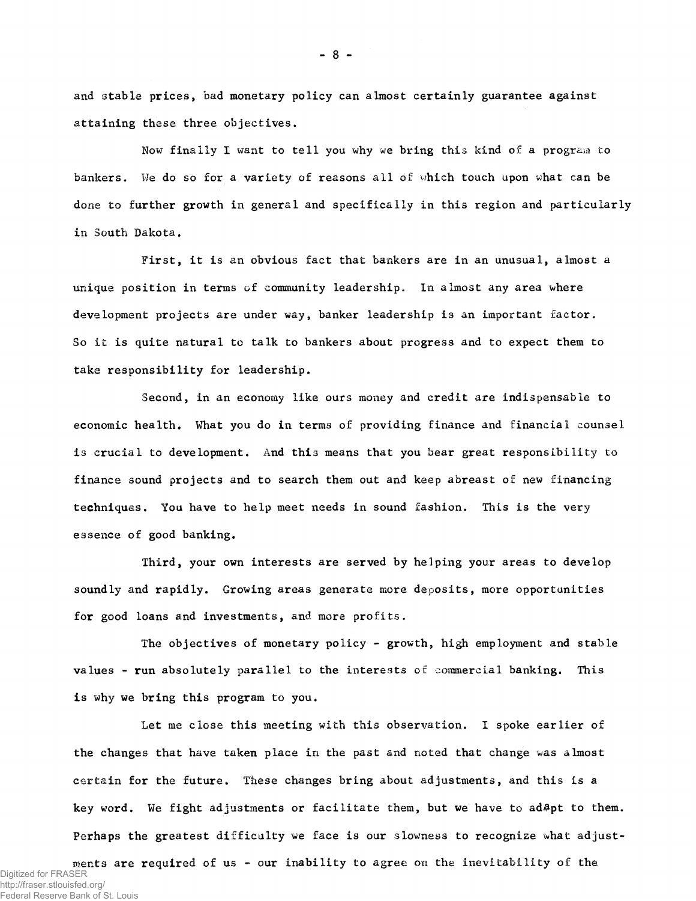and stable prices, bad monetary policy can almost certainly guarantee against attaining these three objectives.

Now finally I want to tell you why we bring this kind of a program to bankers. We do so for a variety of reasons all of which touch upon what can be done to further growth in general and specifically in this region and particularly in South Dakota.

First, it is an obvious fact that bankers are in an unusual, almost a unique position in terms of community leadership. In almost any area where development projects are under way, banker leadership is an important factor. So it is quite natural to talk to bankers about progress and to expect them to take responsibility for leadership.

Second, in an economy like ours money and credit are indispensable to economic health. What you do in terms of providing finance and financial counsel is crucial to development. And this means that you bear great responsibility to finance sound projects and to search them out and keep abreast of new financing techniques. You have to help meet needs in sound fashion. This is the very essence of good banking.

Third, your own interests are served by helping your areas to develop soundly and rapidly. Growing areas generate more deposits, more opportunities for good loans and investments, and more profits.

The objectives of monetary policy - growth, high employment and stable values - run absolutely parallel to the interests of commercial banking. This is why we bring this program to you.

Let me close this meeting with this observation. I spoke earlier of the changes that have taken place in the past and noted that change was almost certain for the future. These changes bring about adjustments, and this is a key word. We fight adjustments or facilitate them, but we have to adapt to them. Perhaps the greatest difficulty we face is our slowness to recognize what adjustments are required of us - our inability to agree on the inevitability of the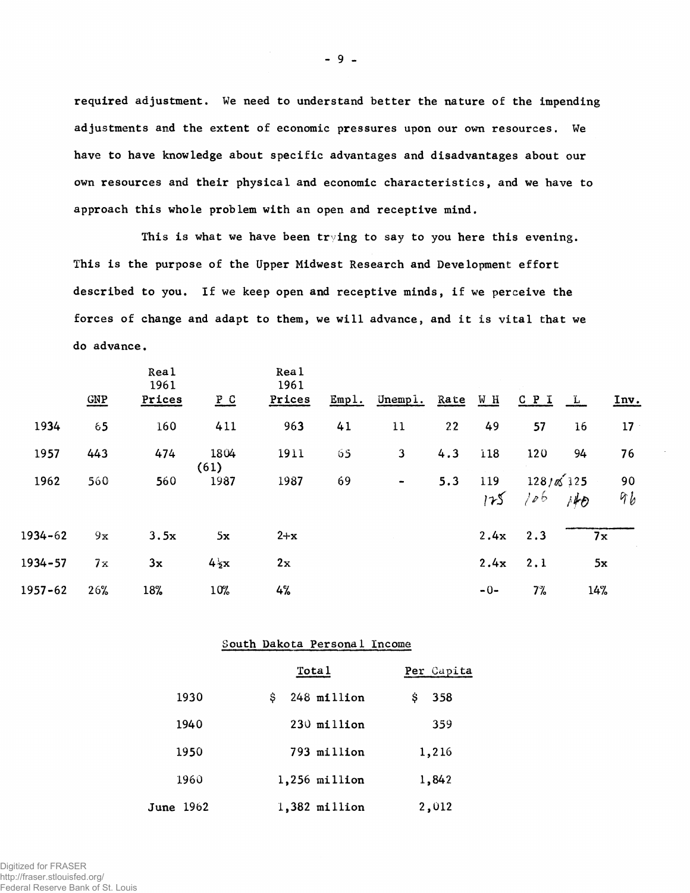required adjustment. We need to understand better the nature of the impending adjustments and the extent of economic pressures upon our own resources. We have to have knowledge about specific advantages and disadvantages about our own resources and their physical and economic characteristics, and we have to approach this whole problem with an open and receptive mind.

This is what we have been trying to say to you here this evening. This is the purpose of the Upper Midwest Research and Development effort described to you. If we keep open and receptive minds, if we perceive the forces of change and adapt to them, we will advance, and it is vital that we do advance.

| | GNP | Real 1961 Prices | P C | Real 1961 Prices | Empl. | Unempl. | Rate | W H | C P I | L | Inv. |
|---|---|---|---|---|---|---|---|---|---|---|---|
| 1934 | 65 | 160 | 411 | 963 | 41 | 11 | 22 | 49 | 57 | 16 | 17 |
| 1957 | 443 | 474 | 1804 (61) | 1911 | 65 | 3 | 4.3 | 118 | 120 | 94 | 76 |
| 1962 | 560 | 560 | 1987 | 1987 | 69 | - | 5.3 | 119 125 | 128/106 106 | 125 140 | 90 96 |
| 1934-62 | 9x | 3.5x | 5x | 2+x | | | | 2.4x | 2.3 | 7x | |
| 1934-57 | 7x | 3x | 4½x | 2x | | | | 2.4x | 2.1 | 5x | |
| 1957-62 | 26% | 18% | 10% | 4% | | | | -0- | 7% | 14% | |

South Dakota Personal Income

| | Total | Per Capita |
|---|---|---|
| 1930 | $ 248 million | $ 358 |
| 1940 | 230 million | 359 |
| 1950 | 793 million | 1,216 |
| 1960 | 1,256 million | 1,842 |
| June 1962 | 1,382 million | 2,012 |